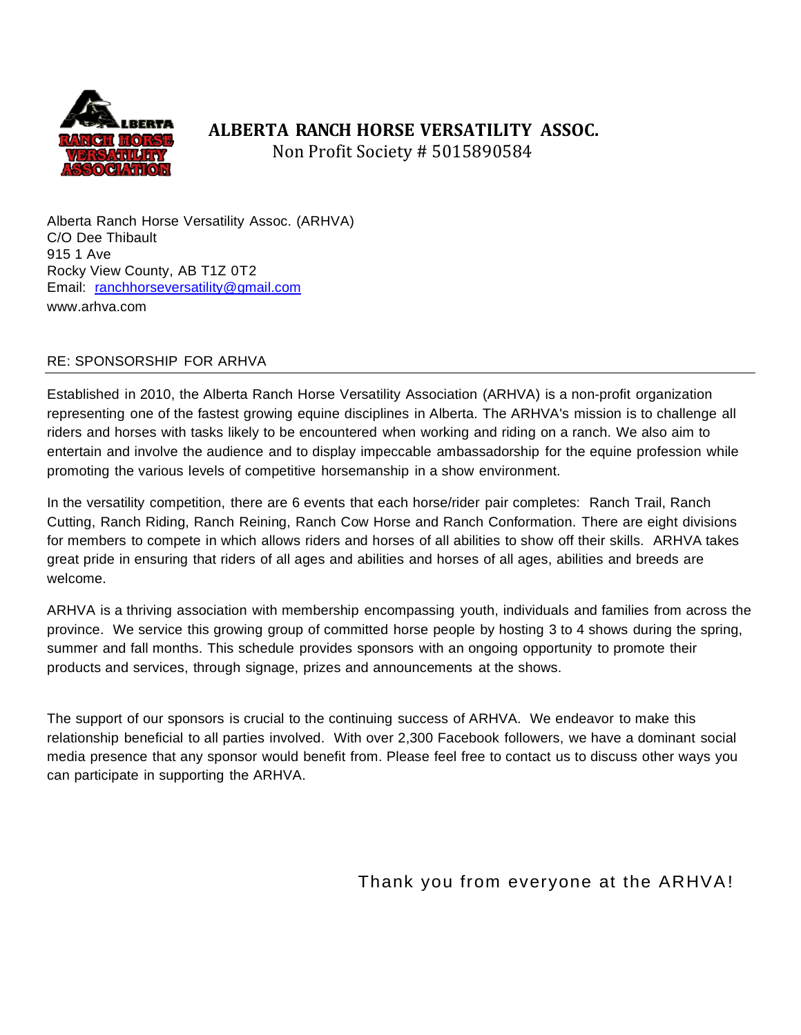# ALBERTA RANCH HORSE VERSATILITY ASSOC.

Non Profit Society # 5015890584

Alberta Ranch Horse Versatility Assoc. (ARHVA)
C/O Dee Thibault
915 1 Ave
Rocky View County, AB T1Z 0T2
Email: ranchhorseversatility@gmail.com
www.arhva.com

RE: SPONSORSHIP FOR ARHVA

---

Established in 2010, the Alberta Ranch Horse Versatility Association (ARHVA) is a non-profit organization representing one of the fastest growing equine disciplines in Alberta. The ARHVA's mission is to challenge all riders and horses with tasks likely to be encountered when working and riding on a ranch. We also aim to entertain and involve the audience and to display impeccable ambassadorship for the equine profession while promoting the various levels of competitive horsemanship in a show environment.

In the versatility competition, there are 6 events that each horse/rider pair completes: Ranch Trail, Ranch Cutting, Ranch Riding, Ranch Reining, Ranch Cow Horse and Ranch Conformation. There are eight divisions for members to compete in which allows riders and horses of all abilities to show off their skills. ARHVA takes great pride in ensuring that riders of all ages and abilities and horses of all ages, abilities and breeds are welcome.

ARHVA is a thriving association with membership encompassing youth, individuals and families from across the province. We service this growing group of committed horse people by hosting 3 to 4 shows during the spring, summer and fall months. This schedule provides sponsors with an ongoing opportunity to promote their products and services, through signage, prizes and announcements at the shows.

The support of our sponsors is crucial to the continuing success of ARHVA. We endeavor to make this relationship beneficial to all parties involved. With over 2,300 Facebook followers, we have a dominant social media presence that any sponsor would benefit from. Please feel free to contact us to discuss other ways you can participate in supporting the ARHVA.

Thank you from everyone at the ARHVA!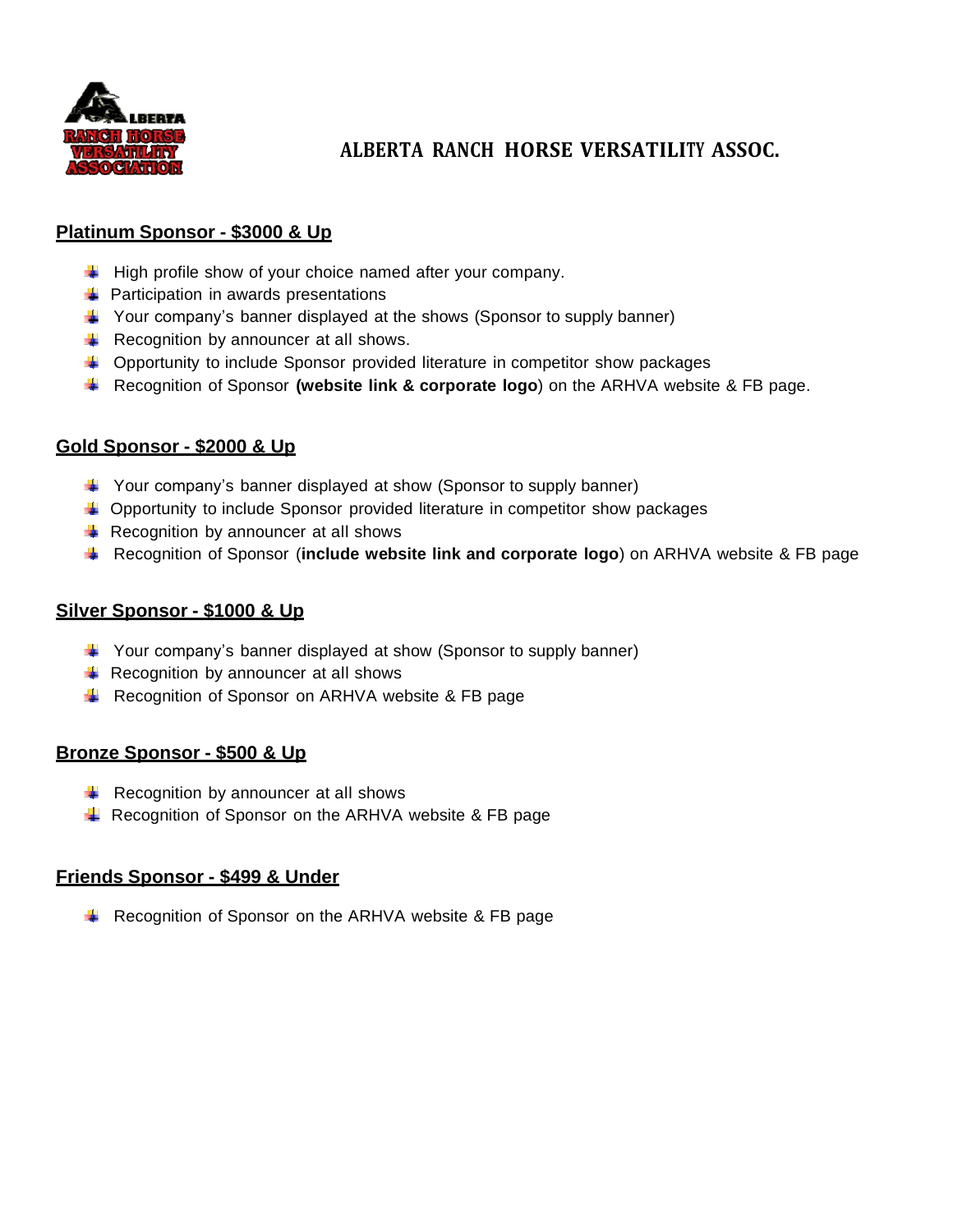# ALBERTA RANCH HORSE VERSATILITY ASSOC.

## Platinum Sponsor - $3000 & Up

- High profile show of your choice named after your company.
- Participation in awards presentations
- Your company's banner displayed at the shows (Sponsor to supply banner)
- Recognition by announcer at all shows.
- Opportunity to include Sponsor provided literature in competitor show packages
- Recognition of Sponsor **(website link & corporate logo**) on the ARHVA website & FB page.

## Gold Sponsor - $2000 & Up

- Your company's banner displayed at show (Sponsor to supply banner)
- Opportunity to include Sponsor provided literature in competitor show packages
- Recognition by announcer at all shows
- Recognition of Sponsor (**include website link and corporate logo**) on ARHVA website & FB page

## Silver Sponsor - $1000 & Up

- Your company's banner displayed at show (Sponsor to supply banner)
- Recognition by announcer at all shows
- Recognition of Sponsor on ARHVA website & FB page

## Bronze Sponsor - $500 & Up

- Recognition by announcer at all shows
- Recognition of Sponsor on the ARHVA website & FB page

## Friends Sponsor - $499 & Under

- Recognition of Sponsor on the ARHVA website & FB page